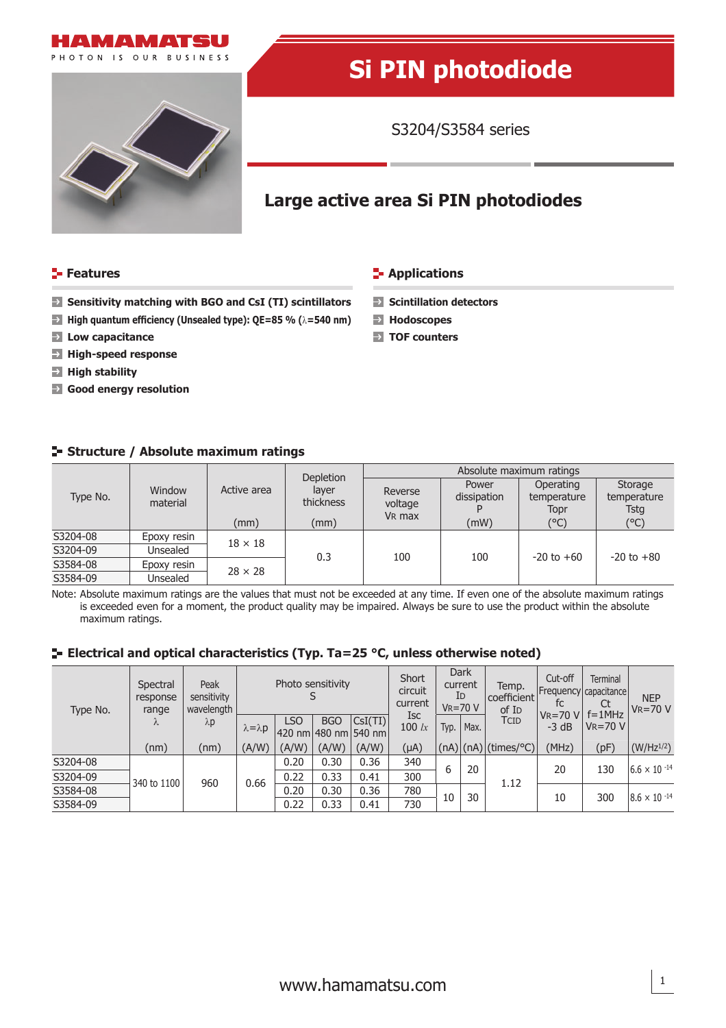HAMAMATSU

PHOTON IS OUR BUSINESS

# Si PIN photodiode

S3204/S3584 series

## Large active area Si PIN photodiodes

### Features

- Sensitivity matching with BGO and CsI (TI) scintillators
- High quantum efficiency (Unsealed type): QE=85 % (λ=540 nm)
- Low capacitance
- High-speed response
- High stability
- Good energy resolution

### Applications

- Scintillation detectors
- Hodoscopes
- TOF counters

### Structure / Absolute maximum ratings

| Type No. | Window material | Active area (mm) | Depletion layer thickness (mm) | Absolute maximum ratings | | | |
|---|---|---|---|---|---|---|---|
| | | | | Reverse voltage VR max | Power dissipation P (mW) | Operating temperature Topr (°C) | Storage temperature Tstg (°C) |
| S3204-08 | Epoxy resin | 18 × 18 | 0.3 | 100 | 100 | -20 to +60 | -20 to +80 |
| S3204-09 | Unsealed | 18 × 18 | 0.3 | 100 | 100 | -20 to +60 | -20 to +80 |
| S3584-08 | Epoxy resin | 28 × 28 | 0.3 | 100 | 100 | -20 to +60 | -20 to +80 |
| S3584-09 | Unsealed | 28 × 28 | 0.3 | 100 | 100 | -20 to +60 | -20 to +80 |

Note: Absolute maximum ratings are the values that must not be exceeded at any time. If even one of the absolute maximum ratings is exceeded even for a moment, the product quality may be impaired. Always be sure to use the product within the absolute maximum ratings.

### Electrical and optical characteristics (Typ. Ta=25 °C, unless otherwise noted)

| Type No. | Spectral response range λ (nm) | Peak sensitivity wavelength λp (nm) | Photo sensitivity S | | | | Short circuit current Isc 100 *lx* (μA) | Dark current ID VR=70 V | | Temp. coefficient of ID TCID (times/°C) | Cut-off Frequency fc VR=70 V -3 dB (MHz) | Terminal capacitance Ct f=1MHz VR=70 V (pF) | NEP VR=70 V (W/Hz$^{1/2}$) |
|---|---|---|---|---|---|---|---|---|---|---|---|---|---|
| | | | λ=λp (A/W) | LSO 420 nm (A/W) | BGO 480 nm (A/W) | CsI(TI) 540 nm (A/W) | | Typ. (nA) | Max. (nA) | | | | |
| S3204-08 | 340 to 1100 | 960 | 0.66 | 0.20 | 0.30 | 0.36 | 340 | 6 | 20 | 1.12 | 20 | 130 | $6.6 \times 10^{-14}$ |
| S3204-09 | 340 to 1100 | 960 | 0.66 | 0.22 | 0.33 | 0.41 | 300 | 6 | 20 | 1.12 | 20 | 130 | $6.6 \times 10^{-14}$ |
| S3584-08 | 340 to 1100 | 960 | 0.66 | 0.20 | 0.30 | 0.36 | 780 | 10 | 30 | 1.12 | 10 | 300 | $8.6 \times 10^{-14}$ |
| S3584-09 | 340 to 1100 | 960 | 0.66 | 0.22 | 0.33 | 0.41 | 730 | 10 | 30 | 1.12 | 10 | 300 | $8.6 \times 10^{-14}$ |

www.hamamatsu.com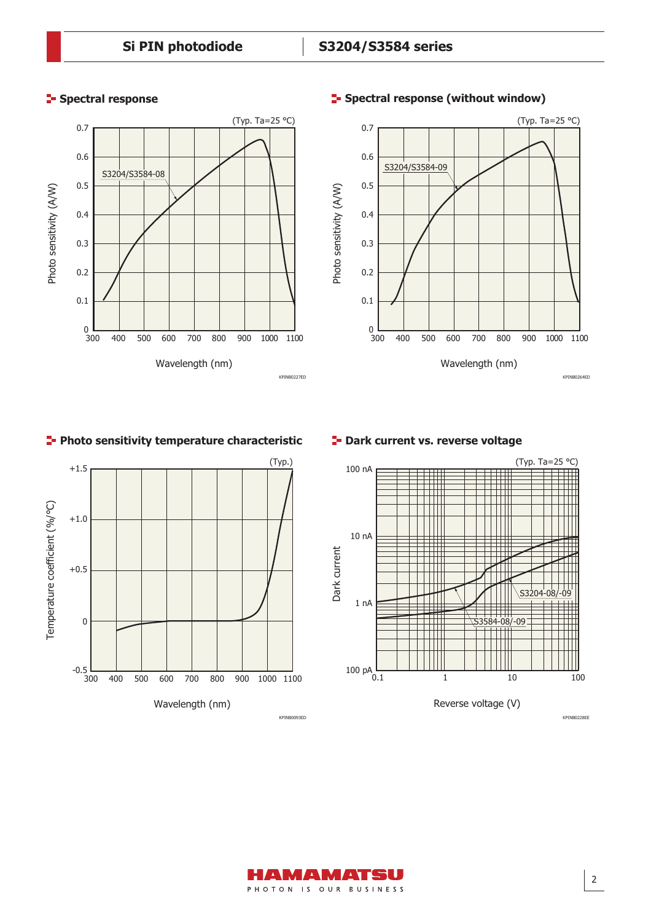## Spectral response

(Typ. Ta=25 °C)

S3204/S3584-08

Photo sensitivity (A/W)

Wavelength (nm)

KPINB0227ED

## Spectral response (without window)

(Typ. Ta=25 °C)

S3204/S3584-09

Photo sensitivity (A/W)

Wavelength (nm)

KPINB0264ED

## Photo sensitivity temperature characteristic

(Typ.)

Temperature coefficient (%/°C)

Wavelength (nm)

KPINB0093ED

## Dark current vs. reverse voltage

(Typ. Ta=25 °C)

S3204-08/-09

S3584-08/-09

Dark current

Reverse voltage (V)

KPINB0228EE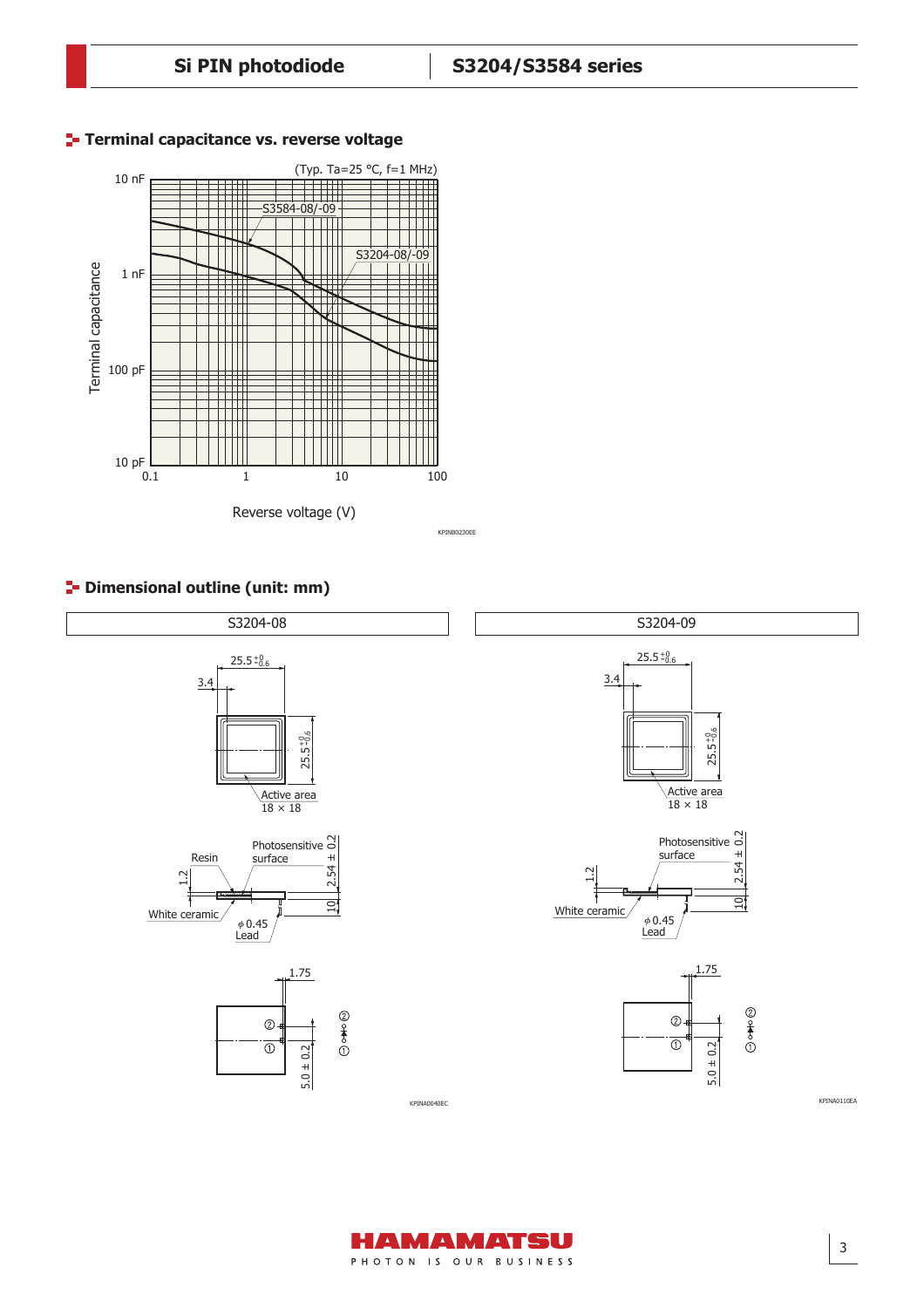## Terminal capacitance vs. reverse voltage

(Typ. Ta=25 °C, f=1 MHz)

Terminal capacitance: 10 pF, 100 pF, 1 nF, 10 nF

Reverse voltage (V): 0.1, 1, 10, 100

S3584-08/-09

S3204-08/-09

KPINB0230EE

## Dimensional outline (unit: mm)

**S3204-08**

$25.5^{+0}_{-0.6}$

3.4

$25.5^{+0}_{-0.6}$

Active area 18 × 18

Resin

Photosensitive surface

1.2

2.54 ± 0.2

10

White ceramic

ϕ0.45 Lead

1.75

5.0 ± 0.2

KPINA0040EC

**S3204-09**

$25.5^{+0}_{-0.6}$

3.4

$25.5^{+0}_{-0.6}$

Active area 18 × 18

Photosensitive surface

1.2

2.54 ± 0.2

10

White ceramic

ϕ0.45 Lead

1.75

5.0 ± 0.2

KPINA0110EA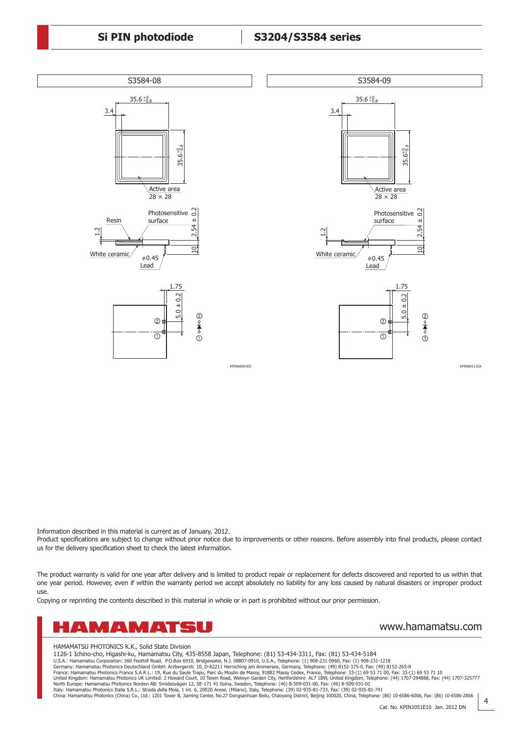## S3584-08

35.6 $^{+0}_{-0.8}$

3.4

35.6 $^{+0}_{-0.8}$

Active area
28 × 28

Resin

Photosensitive surface

2.54 ± 0.2

1.2

White ceramic

ϕ0.45
Lead

10

1.75

5.0 ± 0.2

②

①

KPINA0041ED

## S3584-09

35.6 $^{+0}_{-0.8}$

3.4

35.6 $^{+0}_{-0.8}$

Active area
28 × 28

Photosensitive surface

2.54 ± 0.2

1.2

White ceramic

ϕ0.45
Lead

10

1.75

5.0 ± 0.2

②

①

KPINA0111EA

Information described in this material is current as of January, 2012.

Product specifications are subject to change without prior notice due to improvements or other reasons. Before assembly into final products, please contact us for the delivery specification sheet to check the latest information.

The product warranty is valid for one year after delivery and is limited to product repair or replacement for defects discovered and reported to us within that one year period. However, even if within the warranty period we accept absolutely no liability for any loss caused by natural disasters or improper product use.

Copying or reprinting the contents described in this material in whole or in part is prohibited without our prior permission.

**HAMAMATSU**

www.hamamatsu.com

HAMAMATSU PHOTONICS K.K., Solid State Division

1126-1 Ichino-cho, Higashi-ku, Hamamatsu City, 435-8558 Japan, Telephone: (81) 53-434-3311, Fax: (81) 53-434-5184

U.S.A.: Hamamatsu Corporation: 360 Foothill Road, P.O.Box 6910, Bridgewater, N.J. 08807-0910, U.S.A., Telephone: (1) 908-231-0960, Fax: (1) 908-231-1218

Germany: Hamamatsu Photonics Deutschland GmbH: Arzbergerstr. 10, D-82211 Herrsching am Ammersee, Germany, Telephone: (49) 8152-375-0, Fax: (49) 8152-265-8

France: Hamamatsu Photonics France S.A.R.L.: 19, Rue du Saule Trapu, Parc du Moulin de Massy, 91882 Massy Cedex, France, Telephone: 33-(1) 69 53 71 00, Fax: 33-(1) 69 53 71 10

United Kingdom: Hamamatsu Photonics UK Limited: 2 Howard Court, 10 Tewin Road, Welwyn Garden City, Hertfordshire AL7 1BW, United Kingdom, Telephone: (44) 1707-294888, Fax: (44) 1707-325777

North Europe: Hamamatsu Photonics Norden AB: Smidesvägen 12, SE-171 41 Solna, Sweden, Telephone: (46) 8-509-031-00, Fax: (46) 8-509-031-01

Italy: Hamamatsu Photonics Italia S.R.L.: Strada della Moia, 1 int. 6, 20020 Arese, (Milano), Italy, Telephone: (39) 02-935-81-733, Fax: (39) 02-935-81-741

China: Hamamatsu Photonics (China) Co., Ltd.: 1201 Tower B, Jiaming Center, No.27 Dongsanhuan Beilu, Chaoyang District, Beijing 100020, China, Telephone: (86) 10-6586-6006, Fax: (86) 10-6586-2866

Cat. No. KPIN1051E10 Jan. 2012 DN